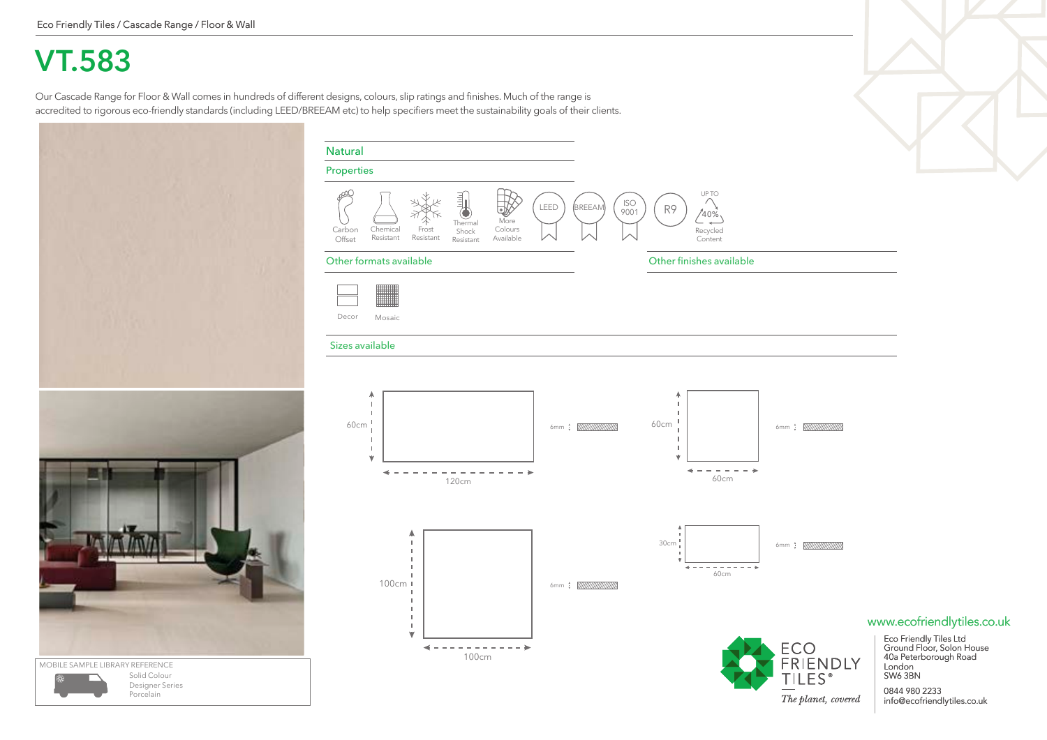Eco Friendly Tiles / Cascade Range / Floor & Wall

# VT.583

Our Cascade Range for Floor & Wall comes in hundreds of different designs, colours, slip ratings and finishes. Much of the range is accredited to rigorous eco-friendly standards (including LEED/BREEAM etc) to help specifiers meet the sustainability goals of their clients.

## Natural

### Properties

- Carbon Offset
- Chemical Resistant
- Frost Resistant
- Thermal Shock Resistant
- More Colours Available
- LEED
- BREEAM
- ISO 9001
- R9
- UP TO 40% Recycled Content

### Other formats available

- Decor
- Mosaic

### Other finishes available

### Sizes available

- 60cm × 120cm, 6mm
- 60cm × 60cm, 6mm
- 100cm × 100cm, 6mm
- 30cm × 60cm, 6mm

MOBILE SAMPLE LIBRARY REFERENCE

Solid Colour
Designer Series
Porcelain

ECO FRIENDLY TILES®

*The planet, covered*

www.ecofriendlytiles.co.uk

Eco Friendly Tiles Ltd
Ground Floor, Solon House
40a Peterborough Road
London
SW6 3BN

0844 980 2233
info@ecofriendlytiles.co.uk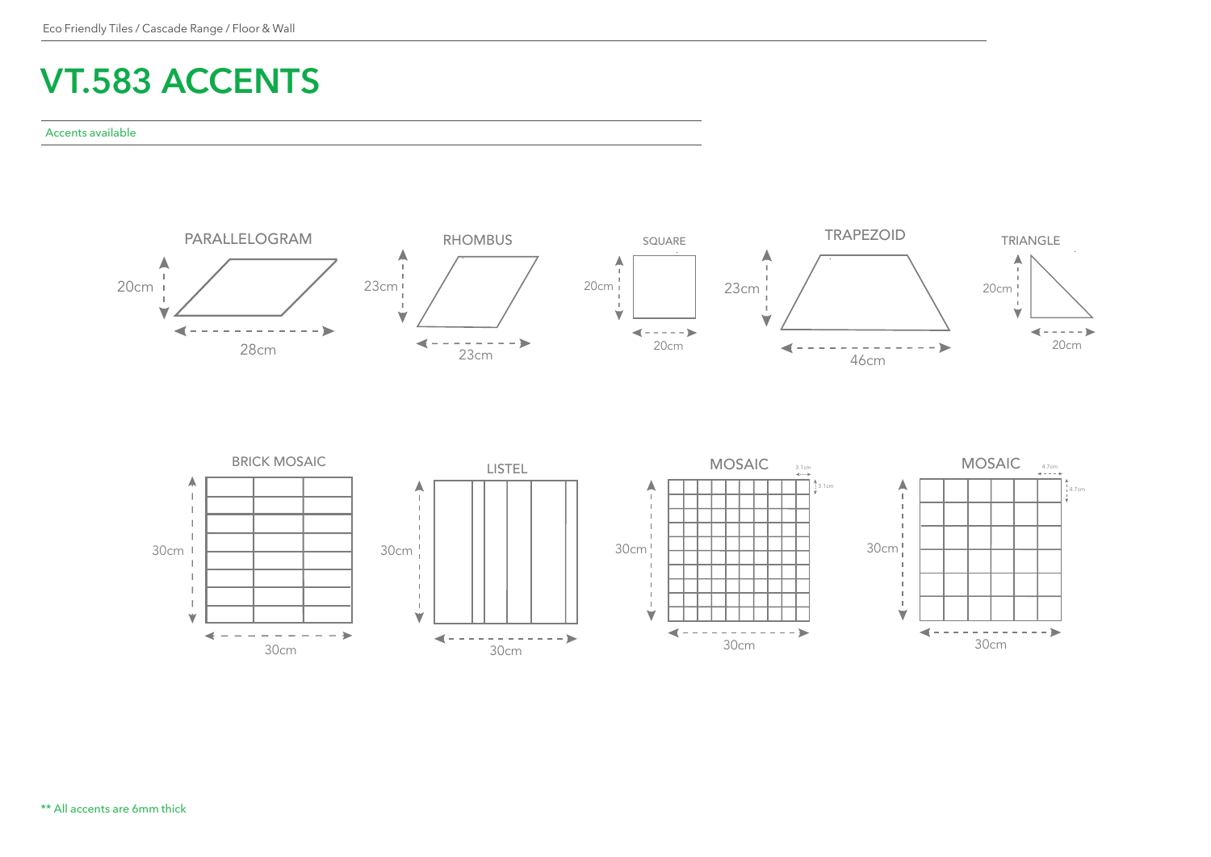# VT.583 ACCENTS

Accents available

PARALLELOGRAM

20cm

28cm

RHOMBUS

23cm

23cm

SQUARE

20cm

20cm

TRAPEZOID

23cm

46cm

TRIANGLE

20cm

20cm

BRICK MOSAIC

30cm

30cm

LISTEL

30cm

30cm

MOSAIC

3.1cm

3.1cm

30cm

30cm

MOSAIC

4.7cm

4.7cm

30cm

30cm

** All accents are 6mm thick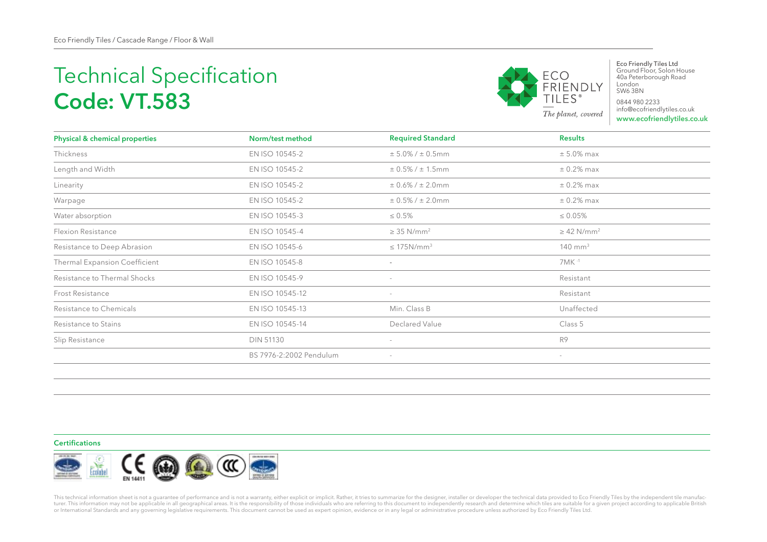Eco Friendly Tiles / Cascade Range / Floor & Wall

# Technical Specification
# **Code: VT.583**

ECO FRIENDLY TILES®
*The planet, covered*

Eco Friendly Tiles Ltd
Ground Floor, Solon House
40a Peterborough Road
London
SW6 3BN

0844 980 2233
info@ecofriendlytiles.co.uk
**www.ecofriendlytiles.co.uk**

| Physical & chemical properties | Norm/test method | Required Standard | Results |
|---|---|---|---|
| Thickness | EN ISO 10545-2 | ± 5.0% / ± 0.5mm | ± 5.0% max |
| Length and Width | EN ISO 10545-2 | ± 0.5% / ± 1.5mm | ± 0.2% max |
| Linearity | EN ISO 10545-2 | ± 0.6% / ± 2.0mm | ± 0.2% max |
| Warpage | EN ISO 10545-2 | ± 0.5% / ± 2.0mm | ± 0.2% max |
| Water absorption | EN ISO 10545-3 | ≤ 0.5% | ≤ 0.05% |
| Flexion Resistance | EN ISO 10545-4 | ≥ 35 $N/mm^2$ | ≥ 42 $N/mm^2$ |
| Resistance to Deep Abrasion | EN ISO 10545-6 | ≤ 175$N/mm^3$ | 140 $mm^3$ |
| Thermal Expansion Coefficient | EN ISO 10545-8 | - | $7MK^{-1}$ |
| Resistance to Thermal Shocks | EN ISO 10545-9 | - | Resistant |
| Frost Resistance | EN ISO 10545-12 | - | Resistant |
| Resistance to Chemicals | EN ISO 10545-13 | Min. Class B | Unaffected |
| Resistance to Stains | EN ISO 10545-14 | Declared Value | Class 5 |
| Slip Resistance | DIN 51130 | - | R9 |
| | BS 7976-2:2002 Pendulum | - | - |

**Certifications**

EN 14411

This technical information sheet is not a guarantee of performance and is not a warranty, either explicit or implicit. Rather, it tries to summarize for the designer, installer or developer the technical data provided to Eco Friendly Tiles by the independent tile manufacturer. This information may not be applicable in all geographical areas. It is the responsibility of those individuals who are referring to this document to independently research and determine which tiles are suitable for a given project according to applicable British or International Standards and any governing legislative requirements. This document cannot be used as expert opinion, evidence or in any legal or administrative procedure unless authorized by Eco Friendly Tiles Ltd.